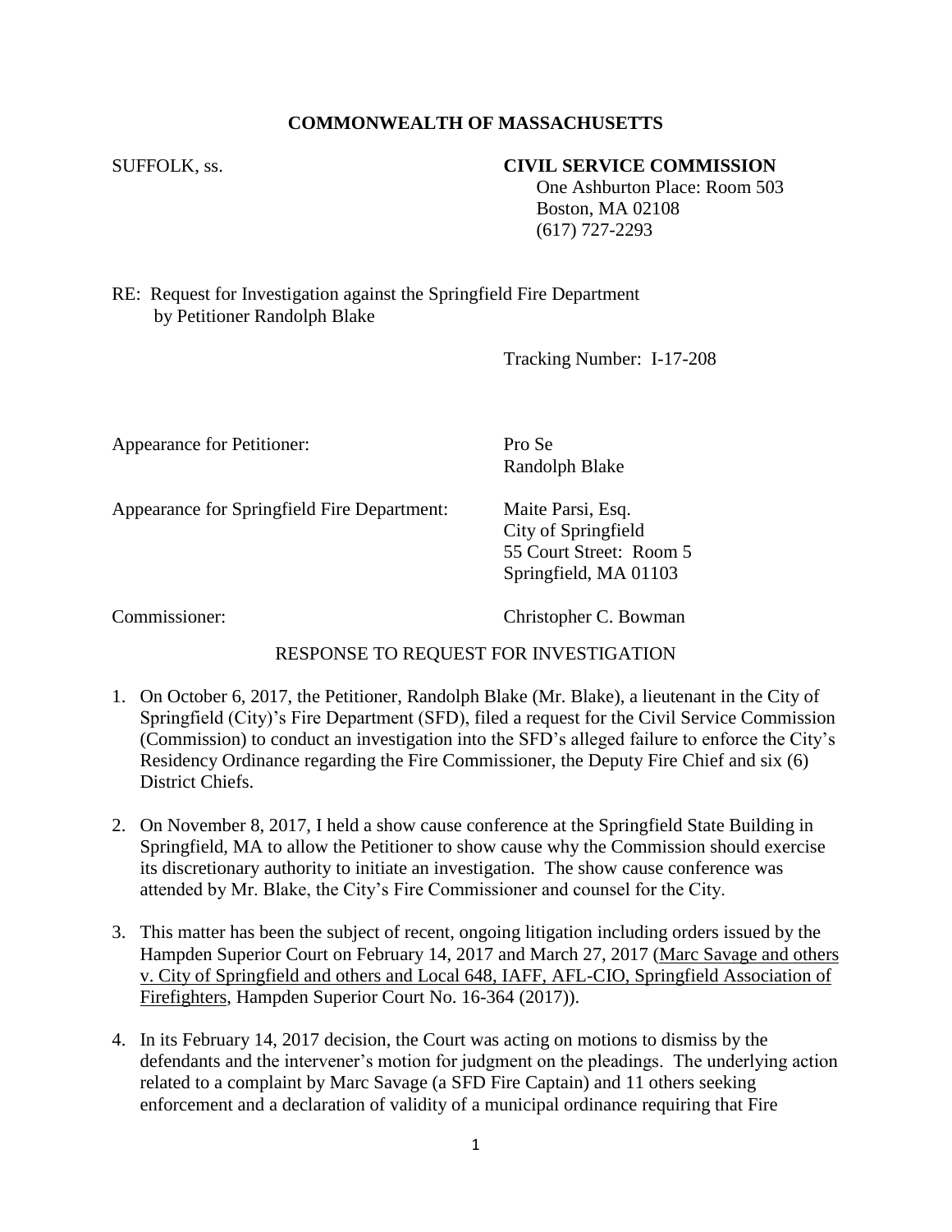# COMMONWEALTH OF MASSACHUSETTS

SUFFOLK, ss.

**CIVIL SERVICE COMMISSION**
One Ashburton Place: Room 503
Boston, MA 02108
(617) 727-2293

RE: Request for Investigation against the Springfield Fire Department
by Petitioner Randolph Blake

Tracking Number: I-17-208

Appearance for Petitioner: Pro Se
Randolph Blake

Appearance for Springfield Fire Department: Maite Parsi, Esq.
City of Springfield
55 Court Street: Room 5
Springfield, MA 01103

Commissioner: Christopher C. Bowman

## RESPONSE TO REQUEST FOR INVESTIGATION

1. On October 6, 2017, the Petitioner, Randolph Blake (Mr. Blake), a lieutenant in the City of Springfield (City)'s Fire Department (SFD), filed a request for the Civil Service Commission (Commission) to conduct an investigation into the SFD's alleged failure to enforce the City's Residency Ordinance regarding the Fire Commissioner, the Deputy Fire Chief and six (6) District Chiefs.

2. On November 8, 2017, I held a show cause conference at the Springfield State Building in Springfield, MA to allow the Petitioner to show cause why the Commission should exercise its discretionary authority to initiate an investigation. The show cause conference was attended by Mr. Blake, the City's Fire Commissioner and counsel for the City.

3. This matter has been the subject of recent, ongoing litigation including orders issued by the Hampden Superior Court on February 14, 2017 and March 27, 2017 (Marc Savage and others v. City of Springfield and others and Local 648, IAFF, AFL-CIO, Springfield Association of Firefighters, Hampden Superior Court No. 16-364 (2017)).

4. In its February 14, 2017 decision, the Court was acting on motions to dismiss by the defendants and the intervener's motion for judgment on the pleadings. The underlying action related to a complaint by Marc Savage (a SFD Fire Captain) and 11 others seeking enforcement and a declaration of validity of a municipal ordinance requiring that Fire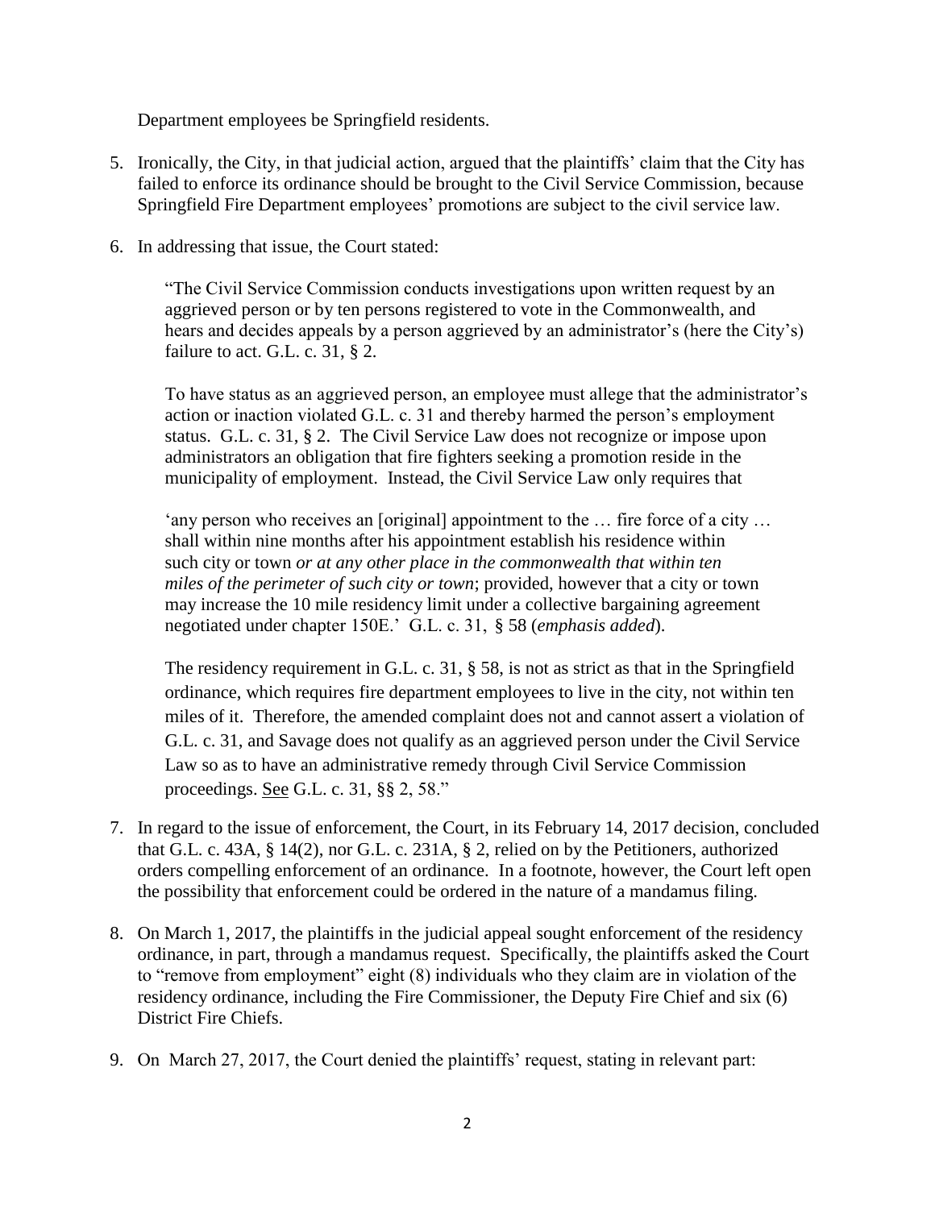Department employees be Springfield residents.

5. Ironically, the City, in that judicial action, argued that the plaintiffs' claim that the City has failed to enforce its ordinance should be brought to the Civil Service Commission, because Springfield Fire Department employees' promotions are subject to the civil service law.

6. In addressing that issue, the Court stated:

   "The Civil Service Commission conducts investigations upon written request by an aggrieved person or by ten persons registered to vote in the Commonwealth, and hears and decides appeals by a person aggrieved by an administrator's (here the City's) failure to act. G.L. c. 31, § 2.

   To have status as an aggrieved person, an employee must allege that the administrator's action or inaction violated G.L. c. 31 and thereby harmed the person's employment status. G.L. c. 31, § 2. The Civil Service Law does not recognize or impose upon administrators an obligation that fire fighters seeking a promotion reside in the municipality of employment. Instead, the Civil Service Law only requires that

   'any person who receives an [original] appointment to the … fire force of a city … shall within nine months after his appointment establish his residence within such city or town *or at any other place in the commonwealth that within ten miles of the perimeter of such city or town*; provided, however that a city or town may increase the 10 mile residency limit under a collective bargaining agreement negotiated under chapter 150E.' G.L. c. 31, § 58 (*emphasis added*).

   The residency requirement in G.L. c. 31, § 58, is not as strict as that in the Springfield ordinance, which requires fire department employees to live in the city, not within ten miles of it. Therefore, the amended complaint does not and cannot assert a violation of G.L. c. 31, and Savage does not qualify as an aggrieved person under the Civil Service Law so as to have an administrative remedy through Civil Service Commission proceedings. See G.L. c. 31, §§ 2, 58."

7. In regard to the issue of enforcement, the Court, in its February 14, 2017 decision, concluded that G.L. c. 43A, § 14(2), nor G.L. c. 231A, § 2, relied on by the Petitioners, authorized orders compelling enforcement of an ordinance. In a footnote, however, the Court left open the possibility that enforcement could be ordered in the nature of a mandamus filing.

8. On March 1, 2017, the plaintiffs in the judicial appeal sought enforcement of the residency ordinance, in part, through a mandamus request. Specifically, the plaintiffs asked the Court to "remove from employment" eight (8) individuals who they claim are in violation of the residency ordinance, including the Fire Commissioner, the Deputy Fire Chief and six (6) District Fire Chiefs.

9. On March 27, 2017, the Court denied the plaintiffs' request, stating in relevant part: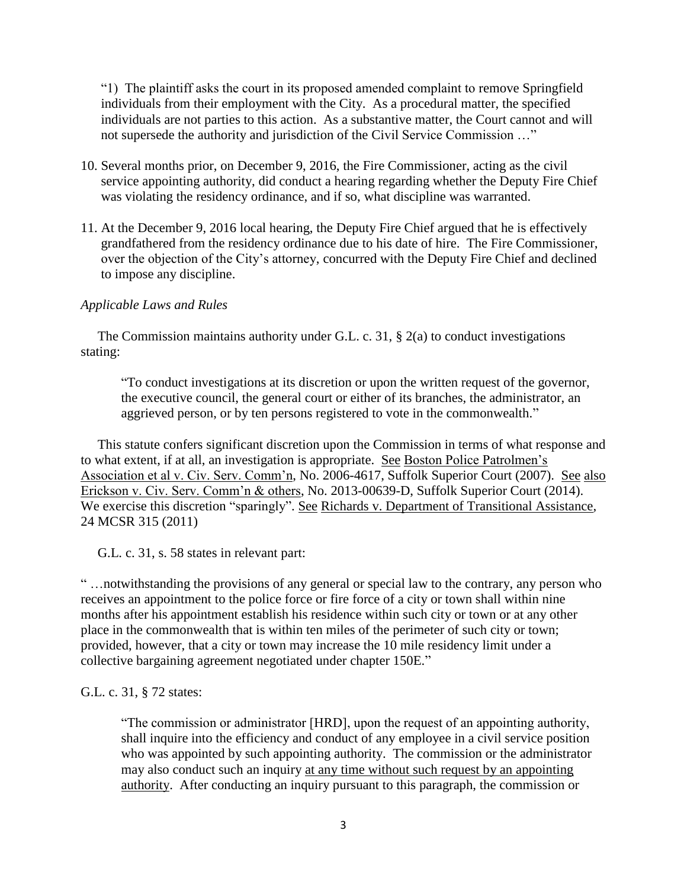> "1) The plaintiff asks the court in its proposed amended complaint to remove Springfield individuals from their employment with the City. As a procedural matter, the specified individuals are not parties to this action. As a substantive matter, the Court cannot and will not supersede the authority and jurisdiction of the Civil Service Commission …"

10. Several months prior, on December 9, 2016, the Fire Commissioner, acting as the civil service appointing authority, did conduct a hearing regarding whether the Deputy Fire Chief was violating the residency ordinance, and if so, what discipline was warranted.

11. At the December 9, 2016 local hearing, the Deputy Fire Chief argued that he is effectively grandfathered from the residency ordinance due to his date of hire. The Fire Commissioner, over the objection of the City's attorney, concurred with the Deputy Fire Chief and declined to impose any discipline.

*Applicable Laws and Rules*

The Commission maintains authority under G.L. c. 31, § 2(a) to conduct investigations stating:

> "To conduct investigations at its discretion or upon the written request of the governor, the executive council, the general court or either of its branches, the administrator, an aggrieved person, or by ten persons registered to vote in the commonwealth."

This statute confers significant discretion upon the Commission in terms of what response and to what extent, if at all, an investigation is appropriate. See Boston Police Patrolmen's Association et al v. Civ. Serv. Comm'n, No. 2006-4617, Suffolk Superior Court (2007). See also Erickson v. Civ. Serv. Comm'n & others, No. 2013-00639-D, Suffolk Superior Court (2014). We exercise this discretion "sparingly". See Richards v. Department of Transitional Assistance, 24 MCSR 315 (2011)

G.L. c. 31, s. 58 states in relevant part:

" …notwithstanding the provisions of any general or special law to the contrary, any person who receives an appointment to the police force or fire force of a city or town shall within nine months after his appointment establish his residence within such city or town or at any other place in the commonwealth that is within ten miles of the perimeter of such city or town; provided, however, that a city or town may increase the 10 mile residency limit under a collective bargaining agreement negotiated under chapter 150E."

G.L. c. 31, § 72 states:

> "The commission or administrator [HRD], upon the request of an appointing authority, shall inquire into the efficiency and conduct of any employee in a civil service position who was appointed by such appointing authority. The commission or the administrator may also conduct such an inquiry <u>at any time without such request by an appointing authority</u>. After conducting an inquiry pursuant to this paragraph, the commission or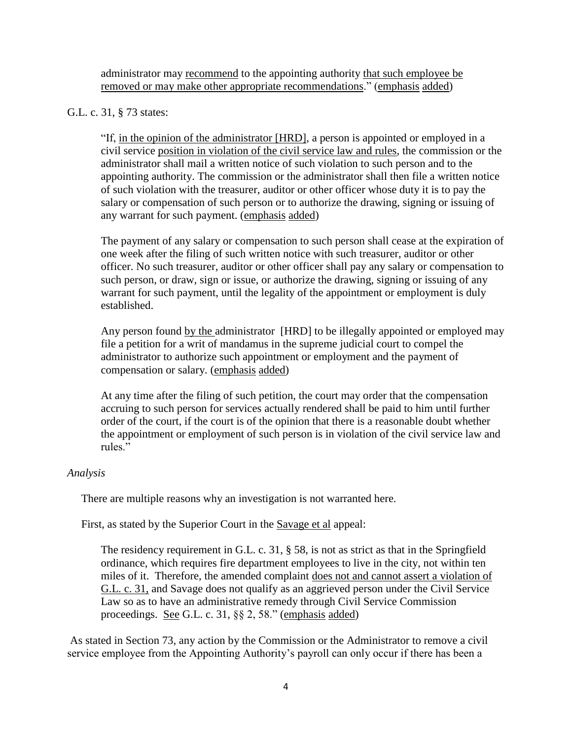administrator may recommend to the appointing authority that such employee be removed or may make other appropriate recommendations." (emphasis added)

G.L. c. 31, § 73 states:

> "If, in the opinion of the administrator [HRD], a person is appointed or employed in a civil service position in violation of the civil service law and rules, the commission or the administrator shall mail a written notice of such violation to such person and to the appointing authority. The commission or the administrator shall then file a written notice of such violation with the treasurer, auditor or other officer whose duty it is to pay the salary or compensation of such person or to authorize the drawing, signing or issuing of any warrant for such payment. (emphasis added)
>
> The payment of any salary or compensation to such person shall cease at the expiration of one week after the filing of such written notice with such treasurer, auditor or other officer. No such treasurer, auditor or other officer shall pay any salary or compensation to such person, or draw, sign or issue, or authorize the drawing, signing or issuing of any warrant for such payment, until the legality of the appointment or employment is duly established.
>
> Any person found by the administrator [HRD] to be illegally appointed or employed may file a petition for a writ of mandamus in the supreme judicial court to compel the administrator to authorize such appointment or employment and the payment of compensation or salary. (emphasis added)
>
> At any time after the filing of such petition, the court may order that the compensation accruing to such person for services actually rendered shall be paid to him until further order of the court, if the court is of the opinion that there is a reasonable doubt whether the appointment or employment of such person is in violation of the civil service law and rules."

*Analysis*

There are multiple reasons why an investigation is not warranted here.

First, as stated by the Superior Court in the Savage et al appeal:

> The residency requirement in G.L. c. 31, § 58, is not as strict as that in the Springfield ordinance, which requires fire department employees to live in the city, not within ten miles of it. Therefore, the amended complaint does not and cannot assert a violation of G.L. c. 31, and Savage does not qualify as an aggrieved person under the Civil Service Law so as to have an administrative remedy through Civil Service Commission proceedings. See G.L. c. 31, §§ 2, 58." (emphasis added)

As stated in Section 73, any action by the Commission or the Administrator to remove a civil service employee from the Appointing Authority's payroll can only occur if there has been a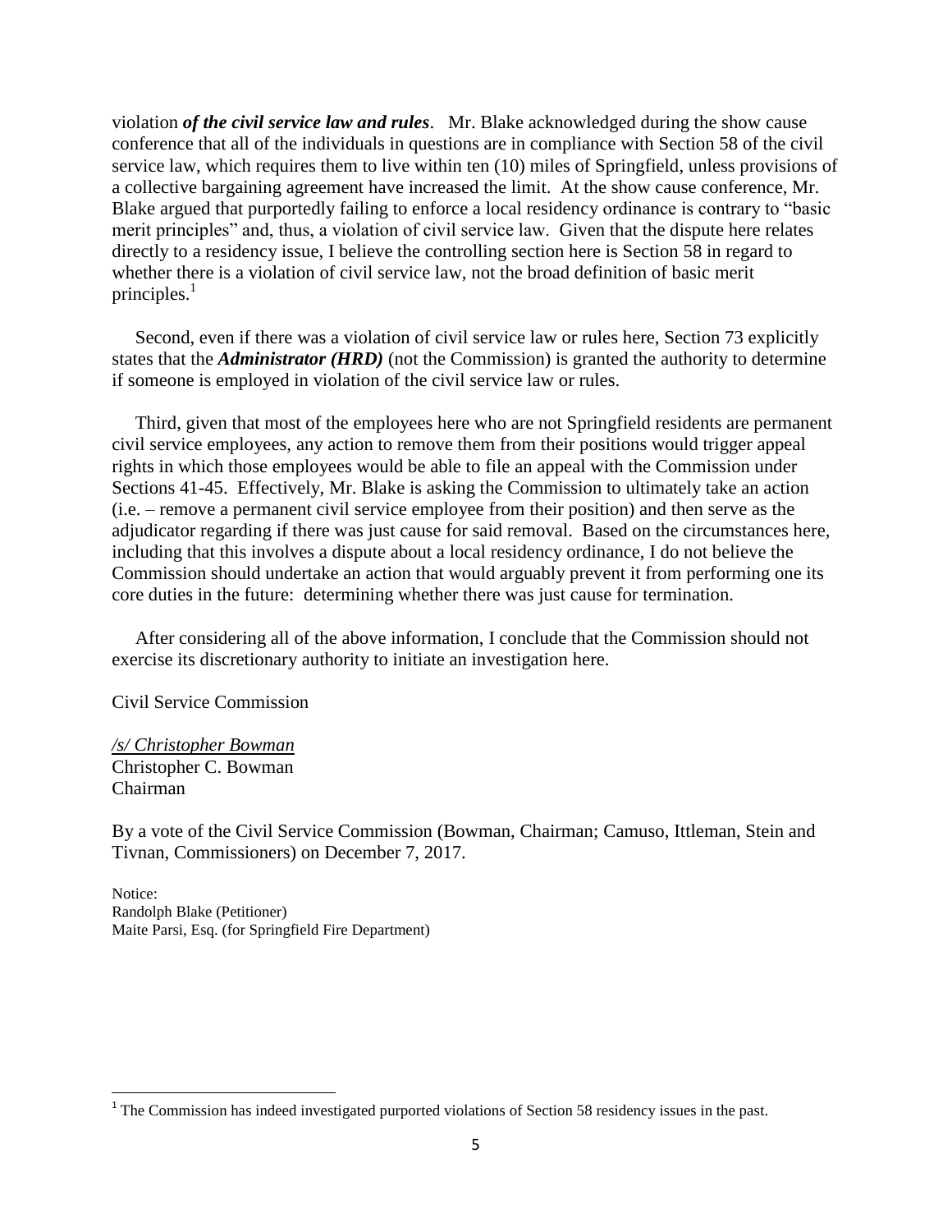violation ***of the civil service law and rules***. Mr. Blake acknowledged during the show cause conference that all of the individuals in questions are in compliance with Section 58 of the civil service law, which requires them to live within ten (10) miles of Springfield, unless provisions of a collective bargaining agreement have increased the limit. At the show cause conference, Mr. Blake argued that purportedly failing to enforce a local residency ordinance is contrary to "basic merit principles" and, thus, a violation of civil service law. Given that the dispute here relates directly to a residency issue, I believe the controlling section here is Section 58 in regard to whether there is a violation of civil service law, not the broad definition of basic merit principles.[1]

Second, even if there was a violation of civil service law or rules here, Section 73 explicitly states that the ***Administrator (HRD)*** (not the Commission) is granted the authority to determine if someone is employed in violation of the civil service law or rules.

Third, given that most of the employees here who are not Springfield residents are permanent civil service employees, any action to remove them from their positions would trigger appeal rights in which those employees would be able to file an appeal with the Commission under Sections 41-45. Effectively, Mr. Blake is asking the Commission to ultimately take an action (i.e. – remove a permanent civil service employee from their position) and then serve as the adjudicator regarding if there was just cause for said removal. Based on the circumstances here, including that this involves a dispute about a local residency ordinance, I do not believe the Commission should undertake an action that would arguably prevent it from performing one its core duties in the future: determining whether there was just cause for termination.

After considering all of the above information, I conclude that the Commission should not exercise its discretionary authority to initiate an investigation here.

Civil Service Commission

*/s/ Christopher Bowman*
Christopher C. Bowman
Chairman

By a vote of the Civil Service Commission (Bowman, Chairman; Camuso, Ittleman, Stein and Tivnan, Commissioners) on December 7, 2017.

Notice:
Randolph Blake (Petitioner)
Maite Parsi, Esq. (for Springfield Fire Department)

[1] The Commission has indeed investigated purported violations of Section 58 residency issues in the past.